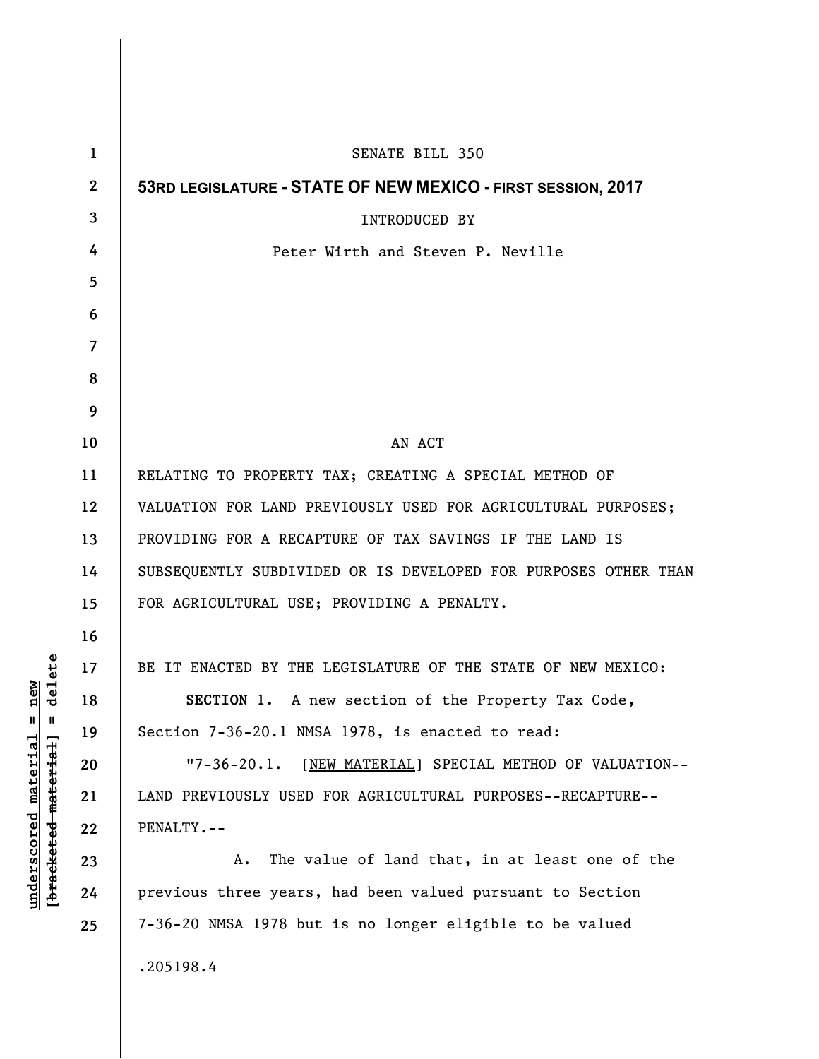SENATE BILL 350

**53RD LEGISLATURE - STATE OF NEW MEXICO - FIRST SESSION, 2017**

INTRODUCED BY

Peter Wirth and Steven P. Neville

AN ACT

RELATING TO PROPERTY TAX; CREATING A SPECIAL METHOD OF VALUATION FOR LAND PREVIOUSLY USED FOR AGRICULTURAL PURPOSES; PROVIDING FOR A RECAPTURE OF TAX SAVINGS IF THE LAND IS SUBSEQUENTLY SUBDIVIDED OR IS DEVELOPED FOR PURPOSES OTHER THAN FOR AGRICULTURAL USE; PROVIDING A PENALTY.

BE IT ENACTED BY THE LEGISLATURE OF THE STATE OF NEW MEXICO:

**SECTION 1.** A new section of the Property Tax Code, Section 7-36-20.1 NMSA 1978, is enacted to read:

"7-36-20.1. [NEW MATERIAL] SPECIAL METHOD OF VALUATION--LAND PREVIOUSLY USED FOR AGRICULTURAL PURPOSES--RECAPTURE--PENALTY.--

A. The value of land that, in at least one of the previous three years, had been valued pursuant to Section 7-36-20 NMSA 1978 but is no longer eligible to be valued

.205198.4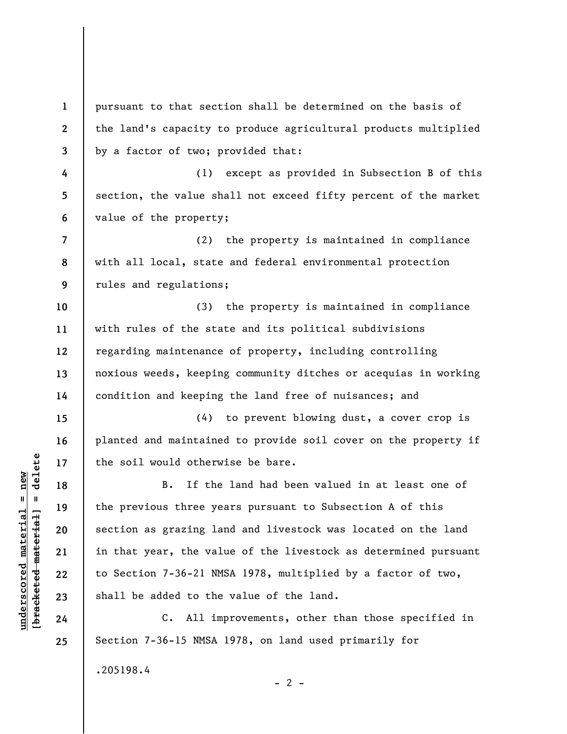pursuant to that section shall be determined on the basis of the land's capacity to produce agricultural products multiplied by a factor of two; provided that:

(1) except as provided in Subsection B of this section, the value shall not exceed fifty percent of the market value of the property;

(2) the property is maintained in compliance with all local, state and federal environmental protection rules and regulations;

(3) the property is maintained in compliance with rules of the state and its political subdivisions regarding maintenance of property, including controlling noxious weeds, keeping community ditches or acequias in working condition and keeping the land free of nuisances; and

(4) to prevent blowing dust, a cover crop is planted and maintained to provide soil cover on the property if the soil would otherwise be bare.

B. If the land had been valued in at least one of the previous three years pursuant to Subsection A of this section as grazing land and livestock was located on the land in that year, the value of the livestock as determined pursuant to Section 7-36-21 NMSA 1978, multiplied by a factor of two, shall be added to the value of the land.

C. All improvements, other than those specified in Section 7-36-15 NMSA 1978, on land used primarily for

.205198.4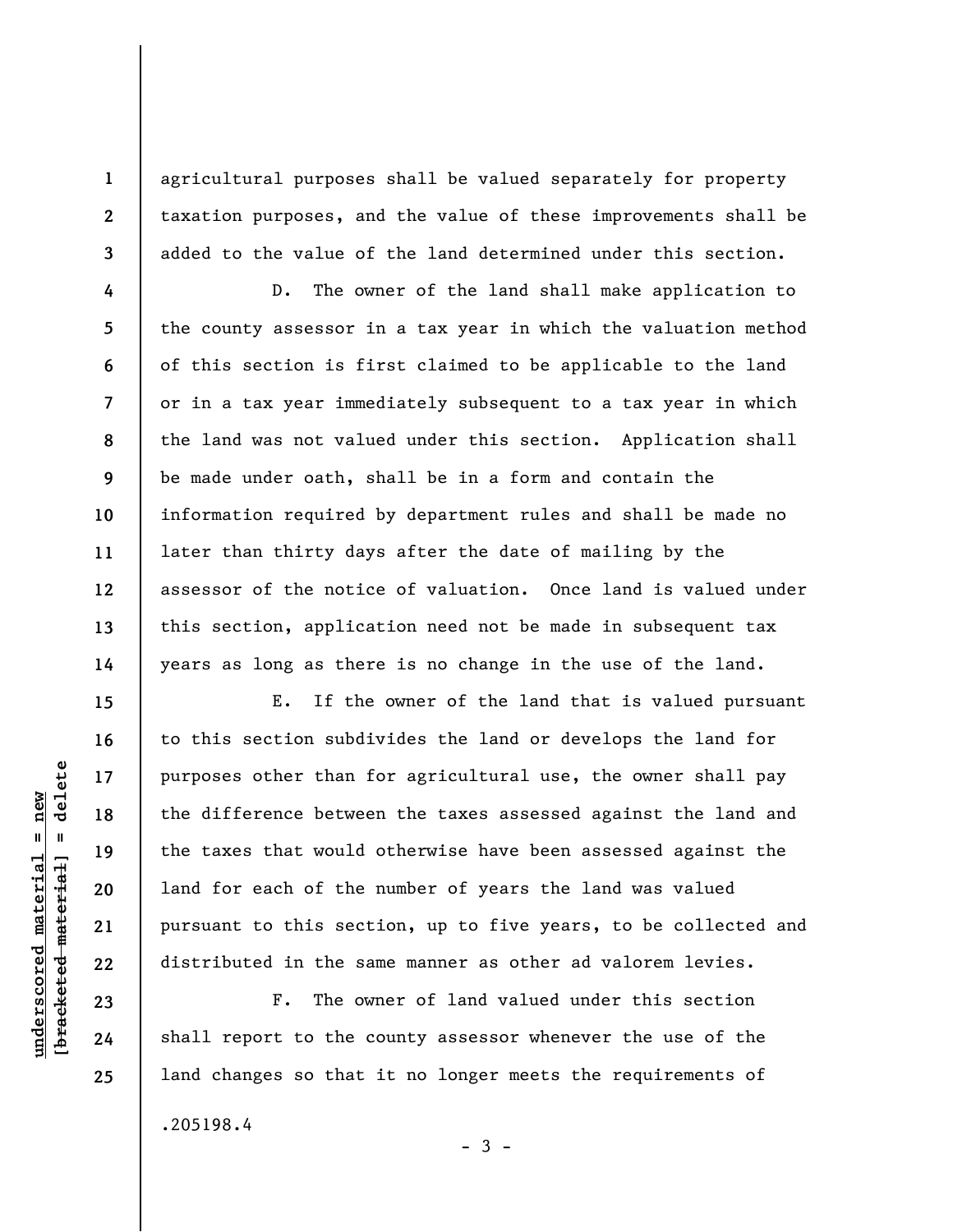agricultural purposes shall be valued separately for property taxation purposes, and the value of these improvements shall be added to the value of the land determined under this section.

D. The owner of the land shall make application to the county assessor in a tax year in which the valuation method of this section is first claimed to be applicable to the land or in a tax year immediately subsequent to a tax year in which the land was not valued under this section. Application shall be made under oath, shall be in a form and contain the information required by department rules and shall be made no later than thirty days after the date of mailing by the assessor of the notice of valuation. Once land is valued under this section, application need not be made in subsequent tax years as long as there is no change in the use of the land.

E. If the owner of the land that is valued pursuant to this section subdivides the land or develops the land for purposes other than for agricultural use, the owner shall pay the difference between the taxes assessed against the land and the taxes that would otherwise have been assessed against the land for each of the number of years the land was valued pursuant to this section, up to five years, to be collected and distributed in the same manner as other ad valorem levies.

F. The owner of land valued under this section shall report to the county assessor whenever the use of the land changes so that it no longer meets the requirements of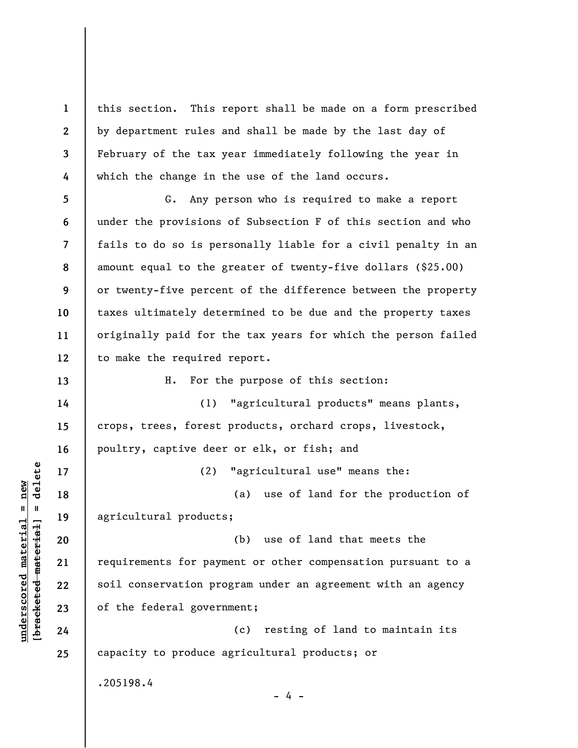this section. This report shall be made on a form prescribed by department rules and shall be made by the last day of February of the tax year immediately following the year in which the change in the use of the land occurs.

G. Any person who is required to make a report under the provisions of Subsection F of this section and who fails to do so is personally liable for a civil penalty in an amount equal to the greater of twenty-five dollars ($25.00) or twenty-five percent of the difference between the property taxes ultimately determined to be due and the property taxes originally paid for the tax years for which the person failed to make the required report.

H. For the purpose of this section:

(1) "agricultural products" means plants, crops, trees, forest products, orchard crops, livestock, poultry, captive deer or elk, or fish; and

(2) "agricultural use" means the:

(a) use of land for the production of agricultural products;

(b) use of land that meets the requirements for payment or other compensation pursuant to a soil conservation program under an agreement with an agency of the federal government;

(c) resting of land to maintain its capacity to produce agricultural products; or

.205198.4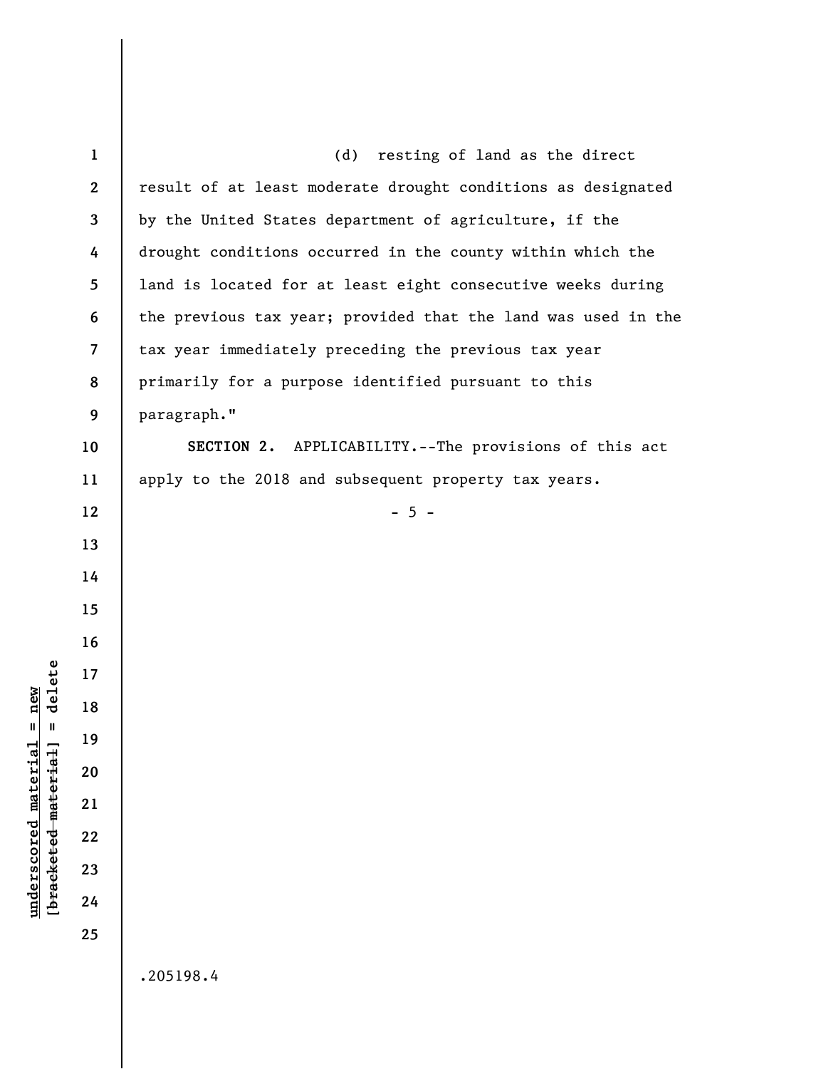(d) resting of land as the direct result of at least moderate drought conditions as designated by the United States department of agriculture, if the drought conditions occurred in the county within which the land is located for at least eight consecutive weeks during the previous tax year; provided that the land was used in the tax year immediately preceding the previous tax year primarily for a purpose identified pursuant to this paragraph."

**SECTION 2.** APPLICABILITY.--The provisions of this act apply to the 2018 and subsequent property tax years.

.205198.4